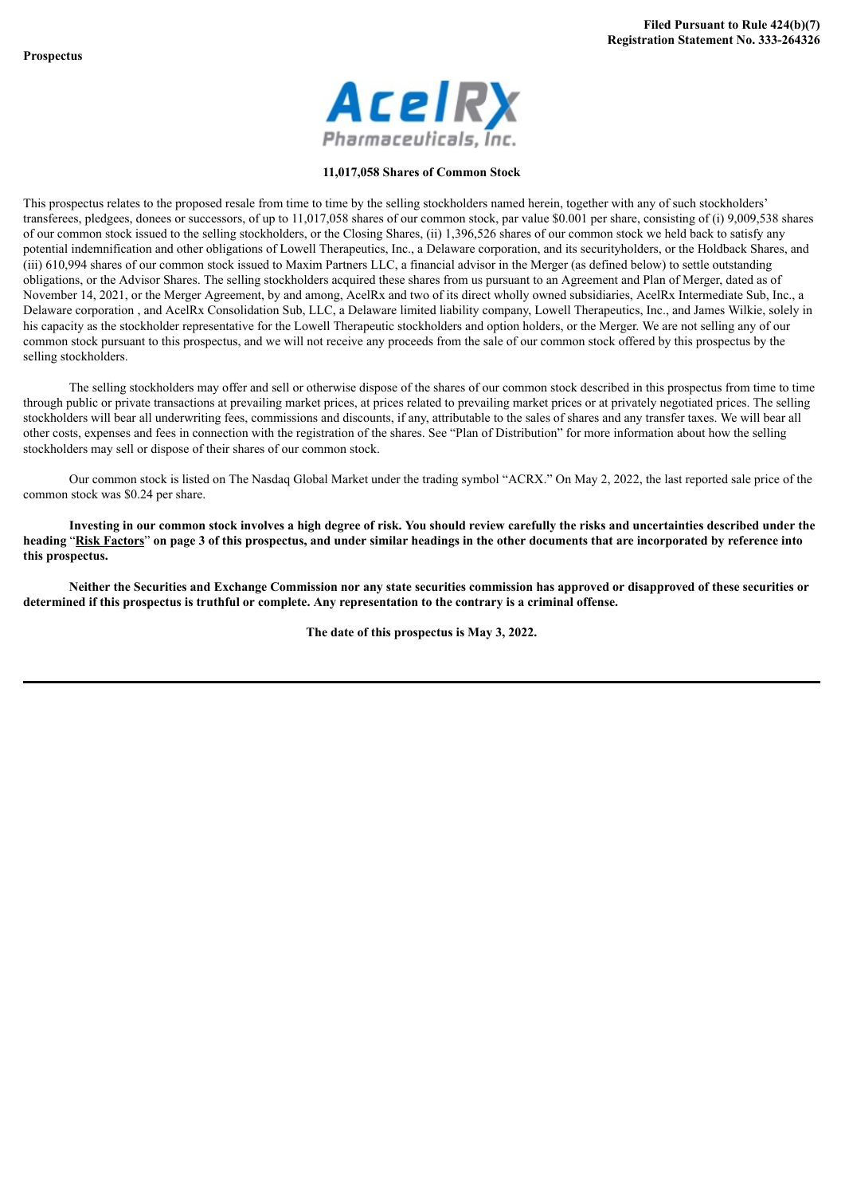**Filed Pursuant to Rule 424(b)(7)**
**Registration Statement No. 333-264326**

**Prospectus**

AcelRx Pharmaceuticals, Inc.

**11,017,058 Shares of Common Stock**

This prospectus relates to the proposed resale from time to time by the selling stockholders named herein, together with any of such stockholders' transferees, pledgees, donees or successors, of up to 11,017,058 shares of our common stock, par value $0.001 per share, consisting of (i) 9,009,538 shares of our common stock issued to the selling stockholders, or the Closing Shares, (ii) 1,396,526 shares of our common stock we held back to satisfy any potential indemnification and other obligations of Lowell Therapeutics, Inc., a Delaware corporation, and its securityholders, or the Holdback Shares, and (iii) 610,994 shares of our common stock issued to Maxim Partners LLC, a financial advisor in the Merger (as defined below) to settle outstanding obligations, or the Advisor Shares. The selling stockholders acquired these shares from us pursuant to an Agreement and Plan of Merger, dated as of November 14, 2021, or the Merger Agreement, by and among, AcelRx and two of its direct wholly owned subsidiaries, AcelRx Intermediate Sub, Inc., a Delaware corporation , and AcelRx Consolidation Sub, LLC, a Delaware limited liability company, Lowell Therapeutics, Inc., and James Wilkie, solely in his capacity as the stockholder representative for the Lowell Therapeutic stockholders and option holders, or the Merger. We are not selling any of our common stock pursuant to this prospectus, and we will not receive any proceeds from the sale of our common stock offered by this prospectus by the selling stockholders.

The selling stockholders may offer and sell or otherwise dispose of the shares of our common stock described in this prospectus from time to time through public or private transactions at prevailing market prices, at prices related to prevailing market prices or at privately negotiated prices. The selling stockholders will bear all underwriting fees, commissions and discounts, if any, attributable to the sales of shares and any transfer taxes. We will bear all other costs, expenses and fees in connection with the registration of the shares. See "Plan of Distribution" for more information about how the selling stockholders may sell or dispose of their shares of our common stock.

Our common stock is listed on The Nasdaq Global Market under the trading symbol "ACRX." On May 2, 2022, the last reported sale price of the common stock was $0.24 per share.

**Investing in our common stock involves a high degree of risk. You should review carefully the risks and uncertainties described under the heading "Risk Factors" on page 3 of this prospectus, and under similar headings in the other documents that are incorporated by reference into this prospectus.**

**Neither the Securities and Exchange Commission nor any state securities commission has approved or disapproved of these securities or determined if this prospectus is truthful or complete. Any representation to the contrary is a criminal offense.**

**The date of this prospectus is May 3, 2022.**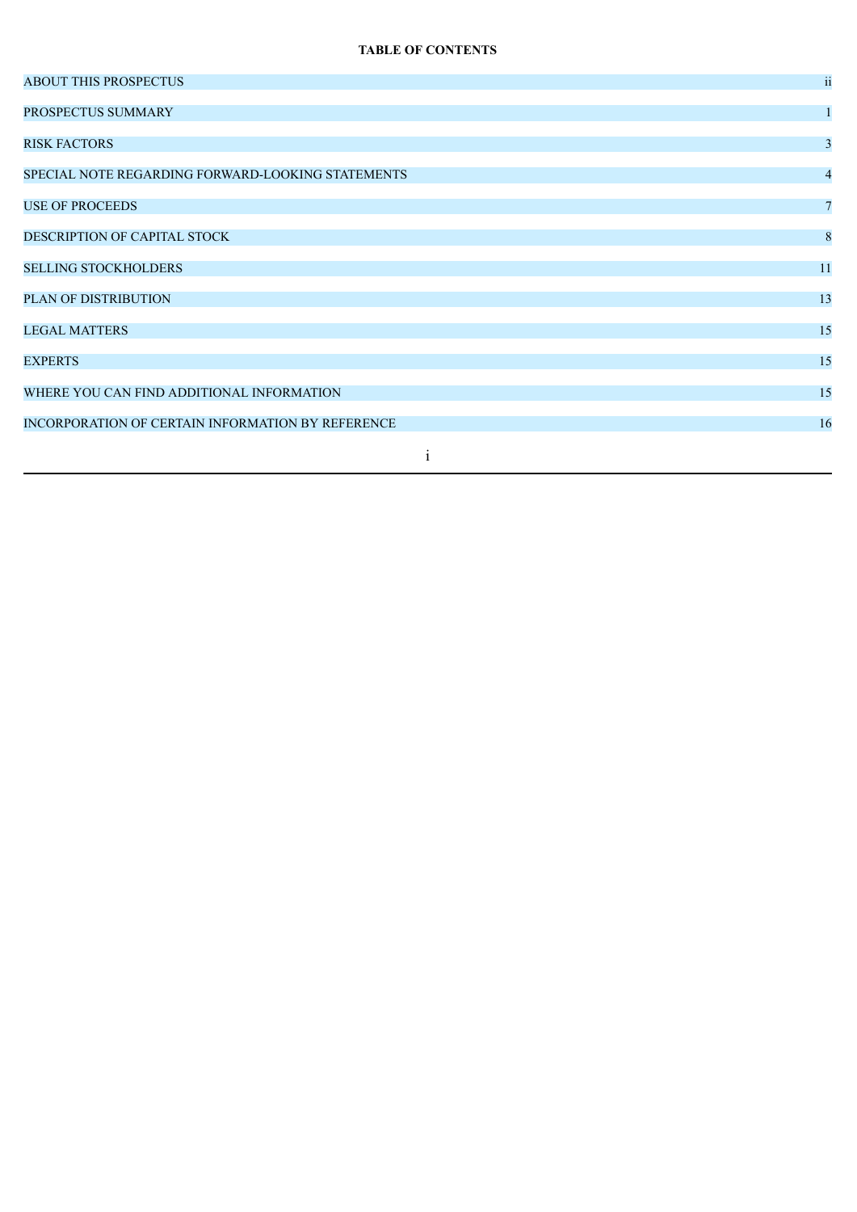## TABLE OF CONTENTS

| | |
|---|---|
| ABOUT THIS PROSPECTUS | ii |
| PROSPECTUS SUMMARY | 1 |
| RISK FACTORS | 3 |
| SPECIAL NOTE REGARDING FORWARD-LOOKING STATEMENTS | 4 |
| USE OF PROCEEDS | 7 |
| DESCRIPTION OF CAPITAL STOCK | 8 |
| SELLING STOCKHOLDERS | 11 |
| PLAN OF DISTRIBUTION | 13 |
| LEGAL MATTERS | 15 |
| EXPERTS | 15 |
| WHERE YOU CAN FIND ADDITIONAL INFORMATION | 15 |
| INCORPORATION OF CERTAIN INFORMATION BY REFERENCE | 16 |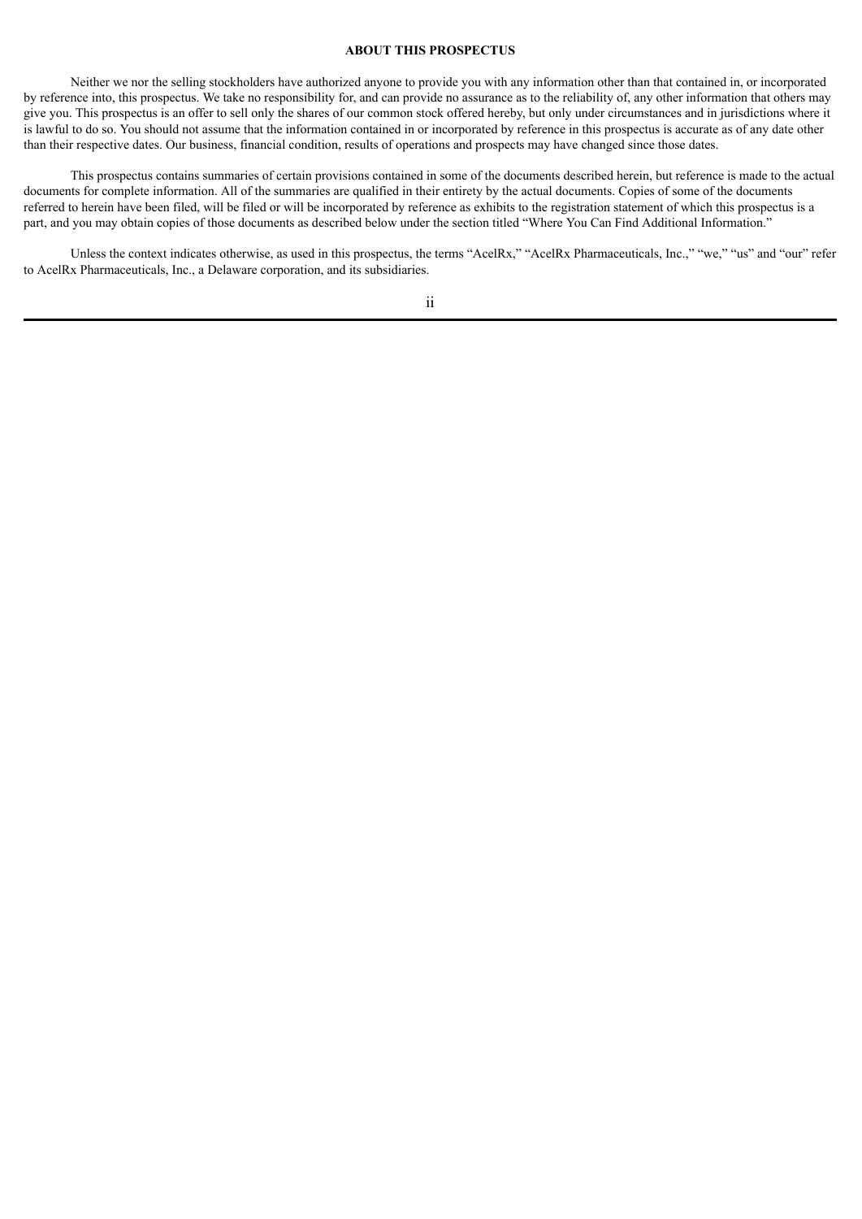## ABOUT THIS PROSPECTUS

Neither we nor the selling stockholders have authorized anyone to provide you with any information other than that contained in, or incorporated by reference into, this prospectus. We take no responsibility for, and can provide no assurance as to the reliability of, any other information that others may give you. This prospectus is an offer to sell only the shares of our common stock offered hereby, but only under circumstances and in jurisdictions where it is lawful to do so. You should not assume that the information contained in or incorporated by reference in this prospectus is accurate as of any date other than their respective dates. Our business, financial condition, results of operations and prospects may have changed since those dates.

This prospectus contains summaries of certain provisions contained in some of the documents described herein, but reference is made to the actual documents for complete information. All of the summaries are qualified in their entirety by the actual documents. Copies of some of the documents referred to herein have been filed, will be filed or will be incorporated by reference as exhibits to the registration statement of which this prospectus is a part, and you may obtain copies of those documents as described below under the section titled "Where You Can Find Additional Information."

Unless the context indicates otherwise, as used in this prospectus, the terms "AcelRx," "AcelRx Pharmaceuticals, Inc.," "we," "us" and "our" refer to AcelRx Pharmaceuticals, Inc., a Delaware corporation, and its subsidiaries.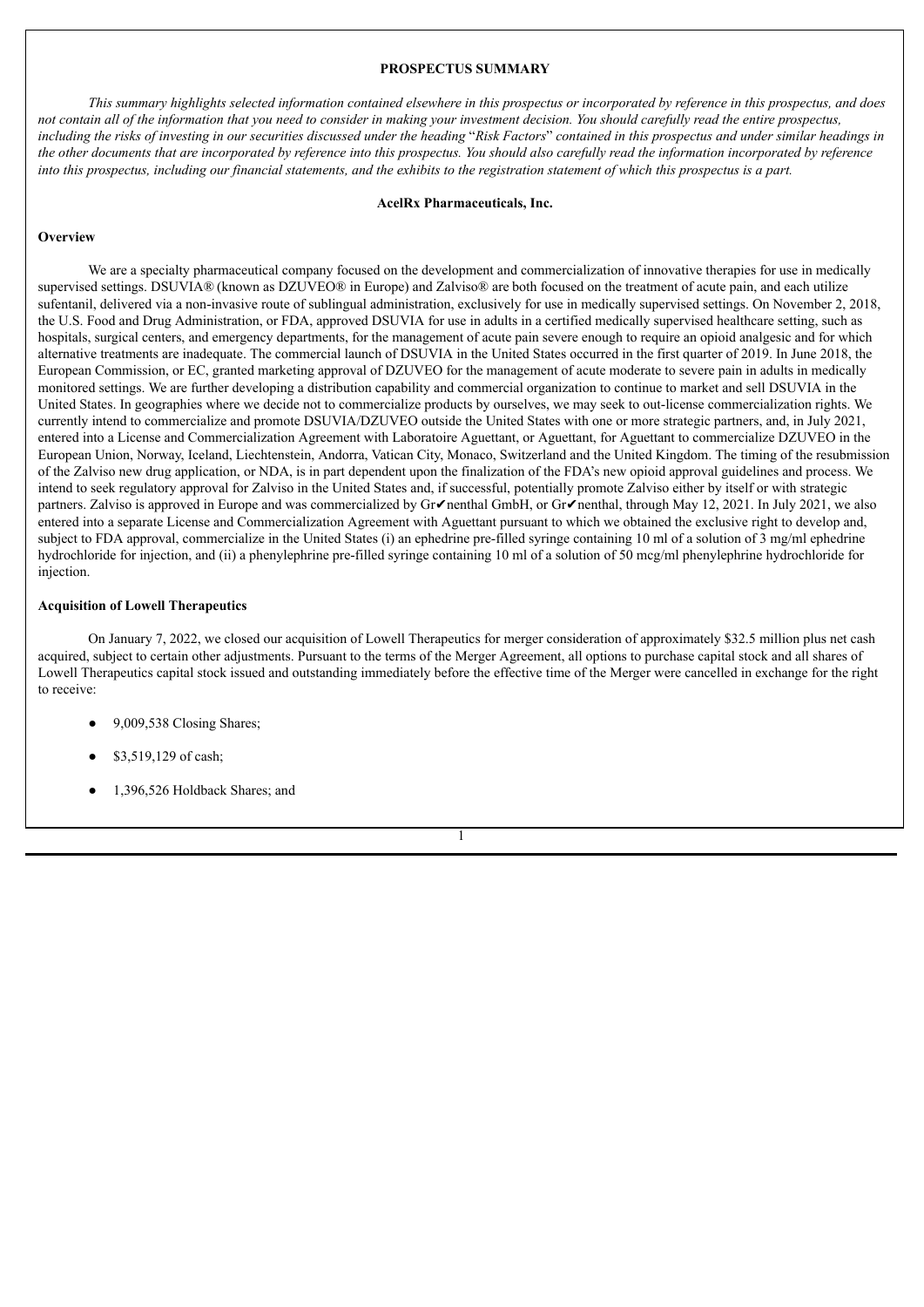## PROSPECTUS SUMMARY

*This summary highlights selected information contained elsewhere in this prospectus or incorporated by reference in this prospectus, and does not contain all of the information that you need to consider in making your investment decision. You should carefully read the entire prospectus, including the risks of investing in our securities discussed under the heading* "*Risk Factors*" *contained in this prospectus and under similar headings in the other documents that are incorporated by reference into this prospectus. You should also carefully read the information incorporated by reference into this prospectus, including our financial statements, and the exhibits to the registration statement of which this prospectus is a part.*

### AcelRx Pharmaceuticals, Inc.

**Overview**

We are a specialty pharmaceutical company focused on the development and commercialization of innovative therapies for use in medically supervised settings. DSUVIA® (known as DZUVEO® in Europe) and Zalviso® are both focused on the treatment of acute pain, and each utilize sufentanil, delivered via a non-invasive route of sublingual administration, exclusively for use in medically supervised settings. On November 2, 2018, the U.S. Food and Drug Administration, or FDA, approved DSUVIA for use in adults in a certified medically supervised healthcare setting, such as hospitals, surgical centers, and emergency departments, for the management of acute pain severe enough to require an opioid analgesic and for which alternative treatments are inadequate. The commercial launch of DSUVIA in the United States occurred in the first quarter of 2019. In June 2018, the European Commission, or EC, granted marketing approval of DZUVEO for the management of acute moderate to severe pain in adults in medically monitored settings. We are further developing a distribution capability and commercial organization to continue to market and sell DSUVIA in the United States. In geographies where we decide not to commercialize products by ourselves, we may seek to out-license commercialization rights. We currently intend to commercialize and promote DSUVIA/DZUVEO outside the United States with one or more strategic partners, and, in July 2021, entered into a License and Commercialization Agreement with Laboratoire Aguettant, or Aguettant, for Aguettant to commercialize DZUVEO in the European Union, Norway, Iceland, Liechtenstein, Andorra, Vatican City, Monaco, Switzerland and the United Kingdom. The timing of the resubmission of the Zalviso new drug application, or NDA, is in part dependent upon the finalization of the FDA's new opioid approval guidelines and process. We intend to seek regulatory approval for Zalviso in the United States and, if successful, potentially promote Zalviso either by itself or with strategic partners. Zalviso is approved in Europe and was commercialized by Gr✔nenthal GmbH, or Gr✔nenthal, through May 12, 2021. In July 2021, we also entered into a separate License and Commercialization Agreement with Aguettant pursuant to which we obtained the exclusive right to develop and, subject to FDA approval, commercialize in the United States (i) an ephedrine pre-filled syringe containing 10 ml of a solution of 3 mg/ml ephedrine hydrochloride for injection, and (ii) a phenylephrine pre-filled syringe containing 10 ml of a solution of 50 mcg/ml phenylephrine hydrochloride for injection.

**Acquisition of Lowell Therapeutics**

On January 7, 2022, we closed our acquisition of Lowell Therapeutics for merger consideration of approximately $32.5 million plus net cash acquired, subject to certain other adjustments. Pursuant to the terms of the Merger Agreement, all options to purchase capital stock and all shares of Lowell Therapeutics capital stock issued and outstanding immediately before the effective time of the Merger were cancelled in exchange for the right to receive:

- 9,009,538 Closing Shares;
- $3,519,129 of cash;
- 1,396,526 Holdback Shares; and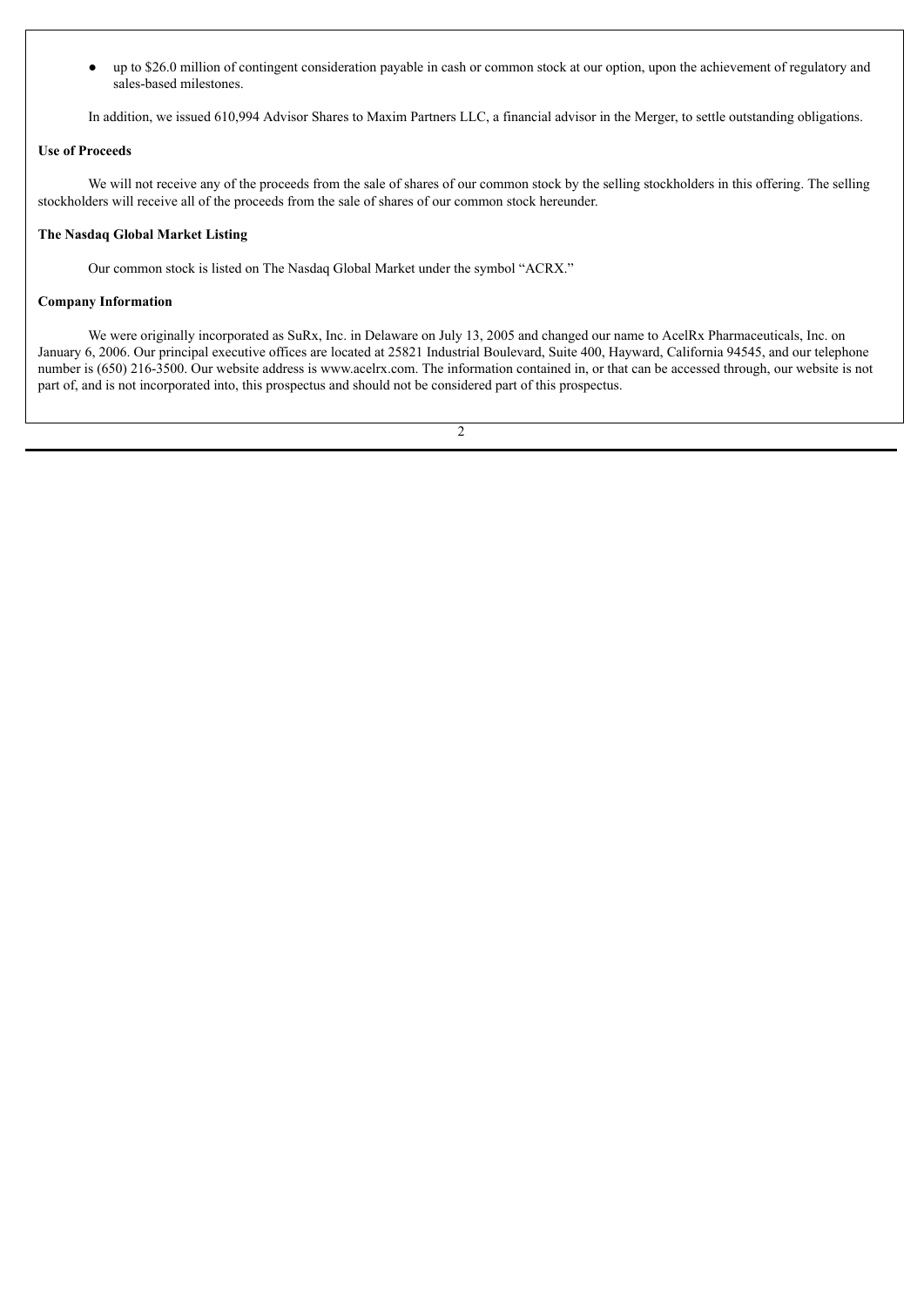- up to $26.0 million of contingent consideration payable in cash or common stock at our option, upon the achievement of regulatory and sales-based milestones.

In addition, we issued 610,994 Advisor Shares to Maxim Partners LLC, a financial advisor in the Merger, to settle outstanding obligations.

**Use of Proceeds**

We will not receive any of the proceeds from the sale of shares of our common stock by the selling stockholders in this offering. The selling stockholders will receive all of the proceeds from the sale of shares of our common stock hereunder.

**The Nasdaq Global Market Listing**

Our common stock is listed on The Nasdaq Global Market under the symbol "ACRX."

**Company Information**

We were originally incorporated as SuRx, Inc. in Delaware on July 13, 2005 and changed our name to AcelRx Pharmaceuticals, Inc. on January 6, 2006. Our principal executive offices are located at 25821 Industrial Boulevard, Suite 400, Hayward, California 94545, and our telephone number is (650) 216-3500. Our website address is www.acelrx.com. The information contained in, or that can be accessed through, our website is not part of, and is not incorporated into, this prospectus and should not be considered part of this prospectus.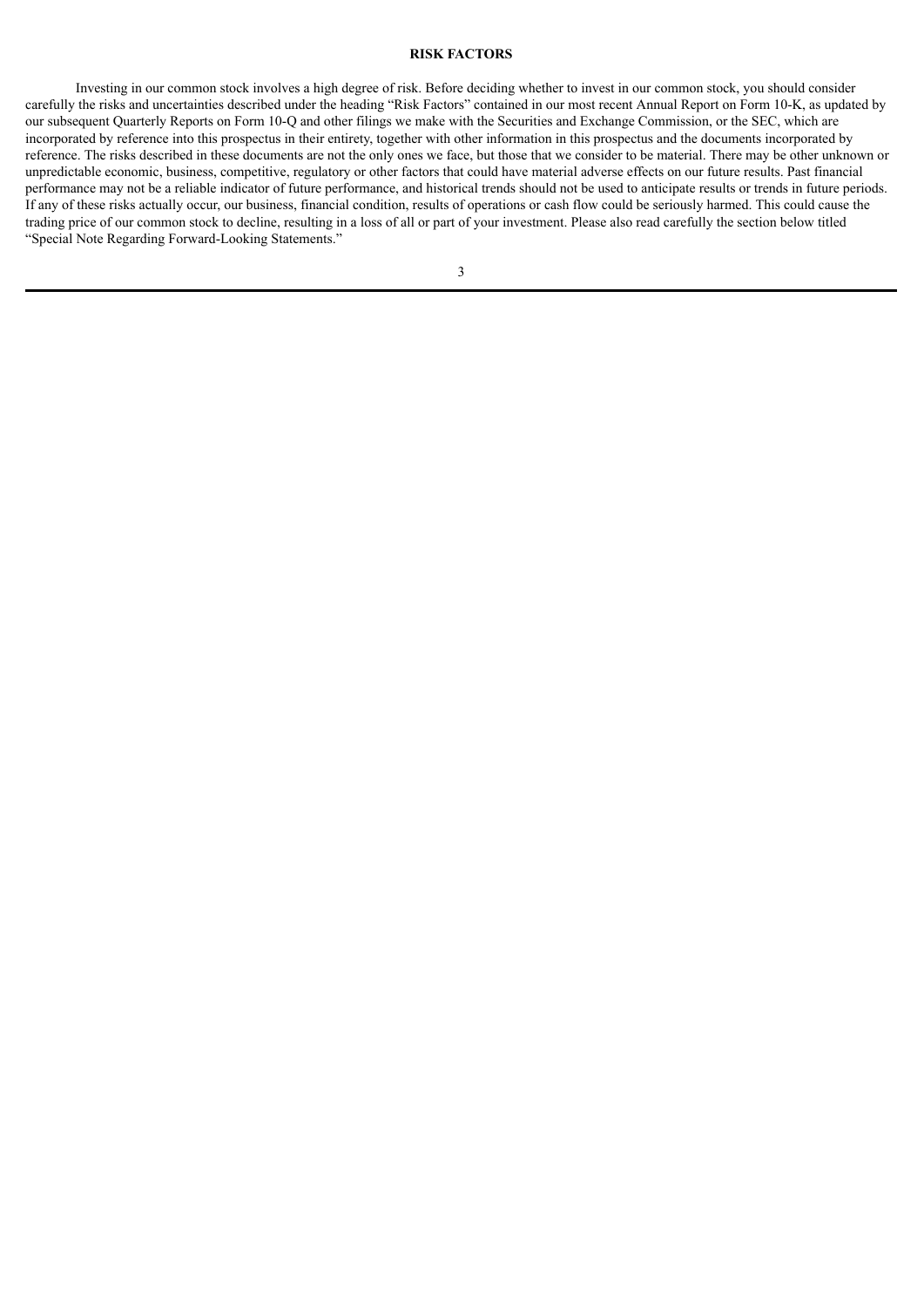## RISK FACTORS

Investing in our common stock involves a high degree of risk. Before deciding whether to invest in our common stock, you should consider carefully the risks and uncertainties described under the heading "Risk Factors" contained in our most recent Annual Report on Form 10-K, as updated by our subsequent Quarterly Reports on Form 10-Q and other filings we make with the Securities and Exchange Commission, or the SEC, which are incorporated by reference into this prospectus in their entirety, together with other information in this prospectus and the documents incorporated by reference. The risks described in these documents are not the only ones we face, but those that we consider to be material. There may be other unknown or unpredictable economic, business, competitive, regulatory or other factors that could have material adverse effects on our future results. Past financial performance may not be a reliable indicator of future performance, and historical trends should not be used to anticipate results or trends in future periods. If any of these risks actually occur, our business, financial condition, results of operations or cash flow could be seriously harmed. This could cause the trading price of our common stock to decline, resulting in a loss of all or part of your investment. Please also read carefully the section below titled "Special Note Regarding Forward-Looking Statements."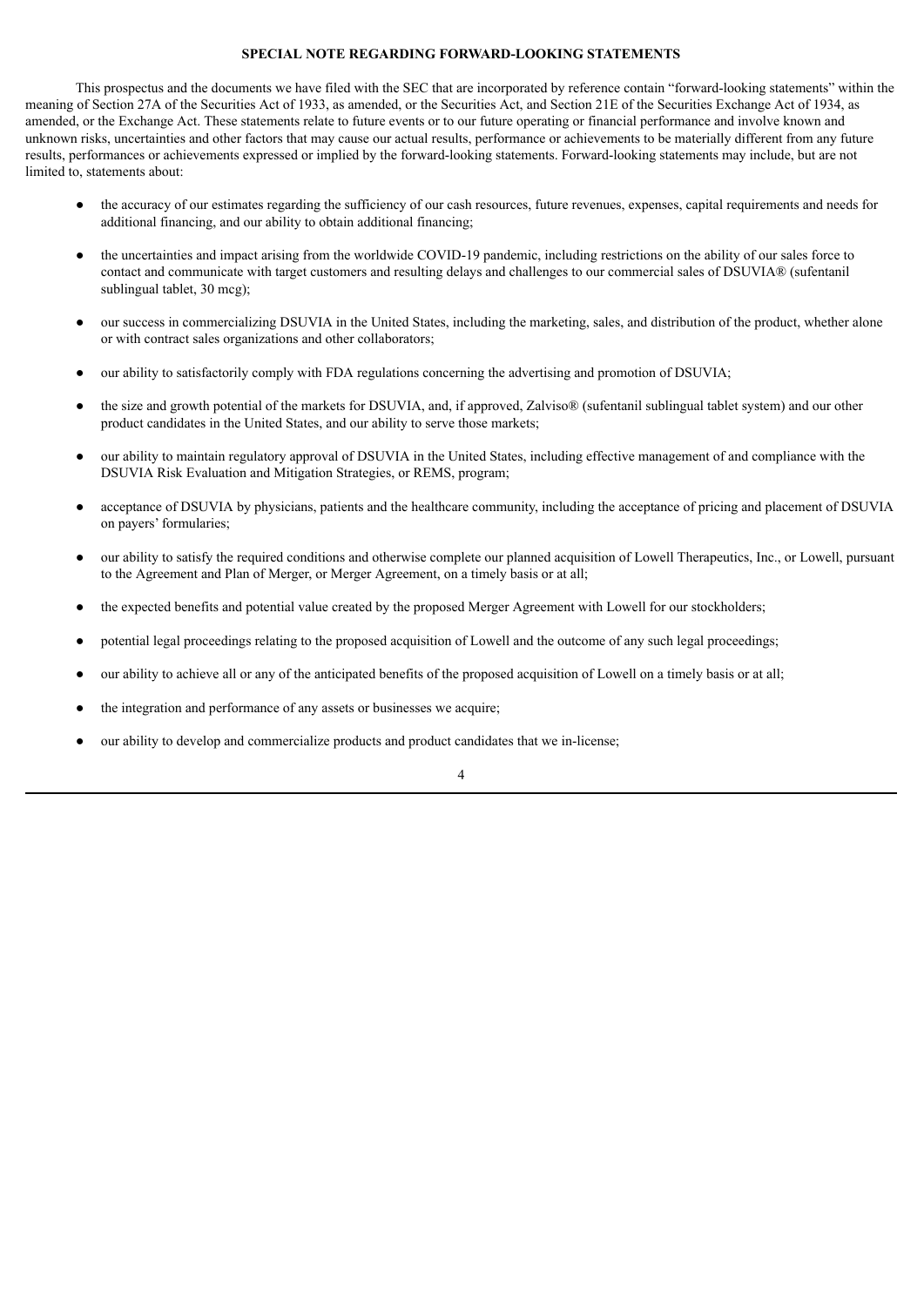**SPECIAL NOTE REGARDING FORWARD-LOOKING STATEMENTS**

This prospectus and the documents we have filed with the SEC that are incorporated by reference contain "forward-looking statements" within the meaning of Section 27A of the Securities Act of 1933, as amended, or the Securities Act, and Section 21E of the Securities Exchange Act of 1934, as amended, or the Exchange Act. These statements relate to future events or to our future operating or financial performance and involve known and unknown risks, uncertainties and other factors that may cause our actual results, performance or achievements to be materially different from any future results, performances or achievements expressed or implied by the forward-looking statements. Forward-looking statements may include, but are not limited to, statements about:

- the accuracy of our estimates regarding the sufficiency of our cash resources, future revenues, expenses, capital requirements and needs for additional financing, and our ability to obtain additional financing;
- the uncertainties and impact arising from the worldwide COVID-19 pandemic, including restrictions on the ability of our sales force to contact and communicate with target customers and resulting delays and challenges to our commercial sales of DSUVIA® (sufentanil sublingual tablet, 30 mcg);
- our success in commercializing DSUVIA in the United States, including the marketing, sales, and distribution of the product, whether alone or with contract sales organizations and other collaborators;
- our ability to satisfactorily comply with FDA regulations concerning the advertising and promotion of DSUVIA;
- the size and growth potential of the markets for DSUVIA, and, if approved, Zalviso® (sufentanil sublingual tablet system) and our other product candidates in the United States, and our ability to serve those markets;
- our ability to maintain regulatory approval of DSUVIA in the United States, including effective management of and compliance with the DSUVIA Risk Evaluation and Mitigation Strategies, or REMS, program;
- acceptance of DSUVIA by physicians, patients and the healthcare community, including the acceptance of pricing and placement of DSUVIA on payers' formularies;
- our ability to satisfy the required conditions and otherwise complete our planned acquisition of Lowell Therapeutics, Inc., or Lowell, pursuant to the Agreement and Plan of Merger, or Merger Agreement, on a timely basis or at all;
- the expected benefits and potential value created by the proposed Merger Agreement with Lowell for our stockholders;
- potential legal proceedings relating to the proposed acquisition of Lowell and the outcome of any such legal proceedings;
- our ability to achieve all or any of the anticipated benefits of the proposed acquisition of Lowell on a timely basis or at all;
- the integration and performance of any assets or businesses we acquire;
- our ability to develop and commercialize products and product candidates that we in-license;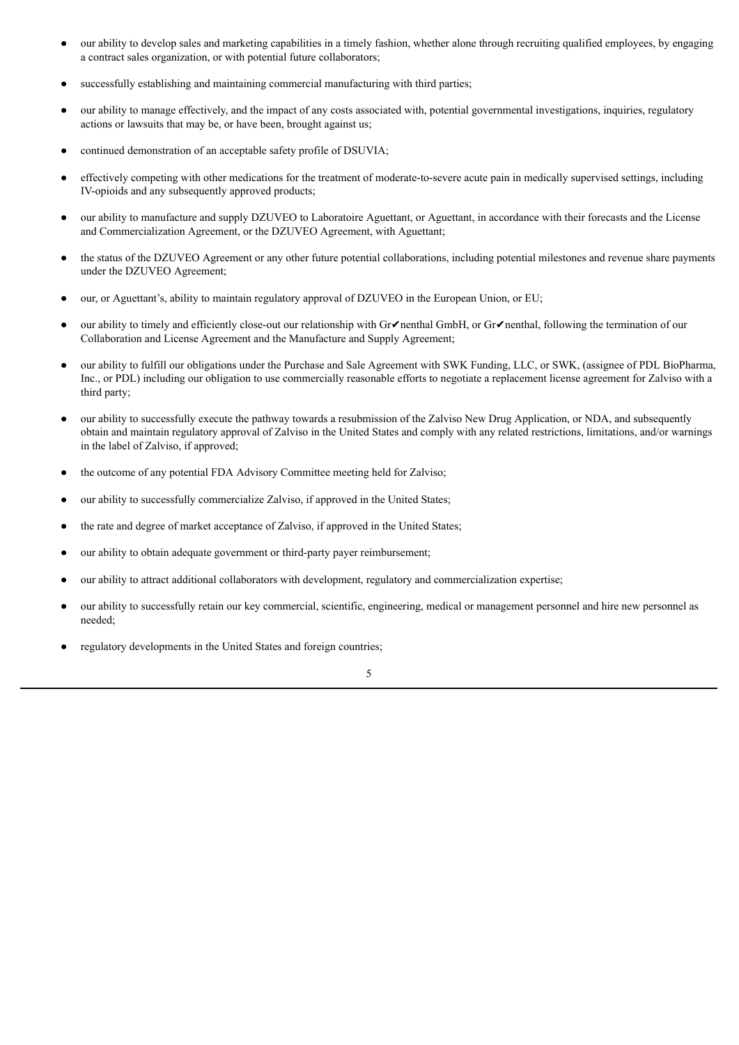- our ability to develop sales and marketing capabilities in a timely fashion, whether alone through recruiting qualified employees, by engaging a contract sales organization, or with potential future collaborators;
- successfully establishing and maintaining commercial manufacturing with third parties;
- our ability to manage effectively, and the impact of any costs associated with, potential governmental investigations, inquiries, regulatory actions or lawsuits that may be, or have been, brought against us;
- continued demonstration of an acceptable safety profile of DSUVIA;
- effectively competing with other medications for the treatment of moderate-to-severe acute pain in medically supervised settings, including IV-opioids and any subsequently approved products;
- our ability to manufacture and supply DZUVEO to Laboratoire Aguettant, or Aguettant, in accordance with their forecasts and the License and Commercialization Agreement, or the DZUVEO Agreement, with Aguettant;
- the status of the DZUVEO Agreement or any other future potential collaborations, including potential milestones and revenue share payments under the DZUVEO Agreement;
- our, or Aguettant's, ability to maintain regulatory approval of DZUVEO in the European Union, or EU;
- our ability to timely and efficiently close-out our relationship with Gr✔nenthal GmbH, or Gr✔nenthal, following the termination of our Collaboration and License Agreement and the Manufacture and Supply Agreement;
- our ability to fulfill our obligations under the Purchase and Sale Agreement with SWK Funding, LLC, or SWK, (assignee of PDL BioPharma, Inc., or PDL) including our obligation to use commercially reasonable efforts to negotiate a replacement license agreement for Zalviso with a third party;
- our ability to successfully execute the pathway towards a resubmission of the Zalviso New Drug Application, or NDA, and subsequently obtain and maintain regulatory approval of Zalviso in the United States and comply with any related restrictions, limitations, and/or warnings in the label of Zalviso, if approved;
- the outcome of any potential FDA Advisory Committee meeting held for Zalviso;
- our ability to successfully commercialize Zalviso, if approved in the United States;
- the rate and degree of market acceptance of Zalviso, if approved in the United States;
- our ability to obtain adequate government or third-party payer reimbursement;
- our ability to attract additional collaborators with development, regulatory and commercialization expertise;
- our ability to successfully retain our key commercial, scientific, engineering, medical or management personnel and hire new personnel as needed;
- regulatory developments in the United States and foreign countries;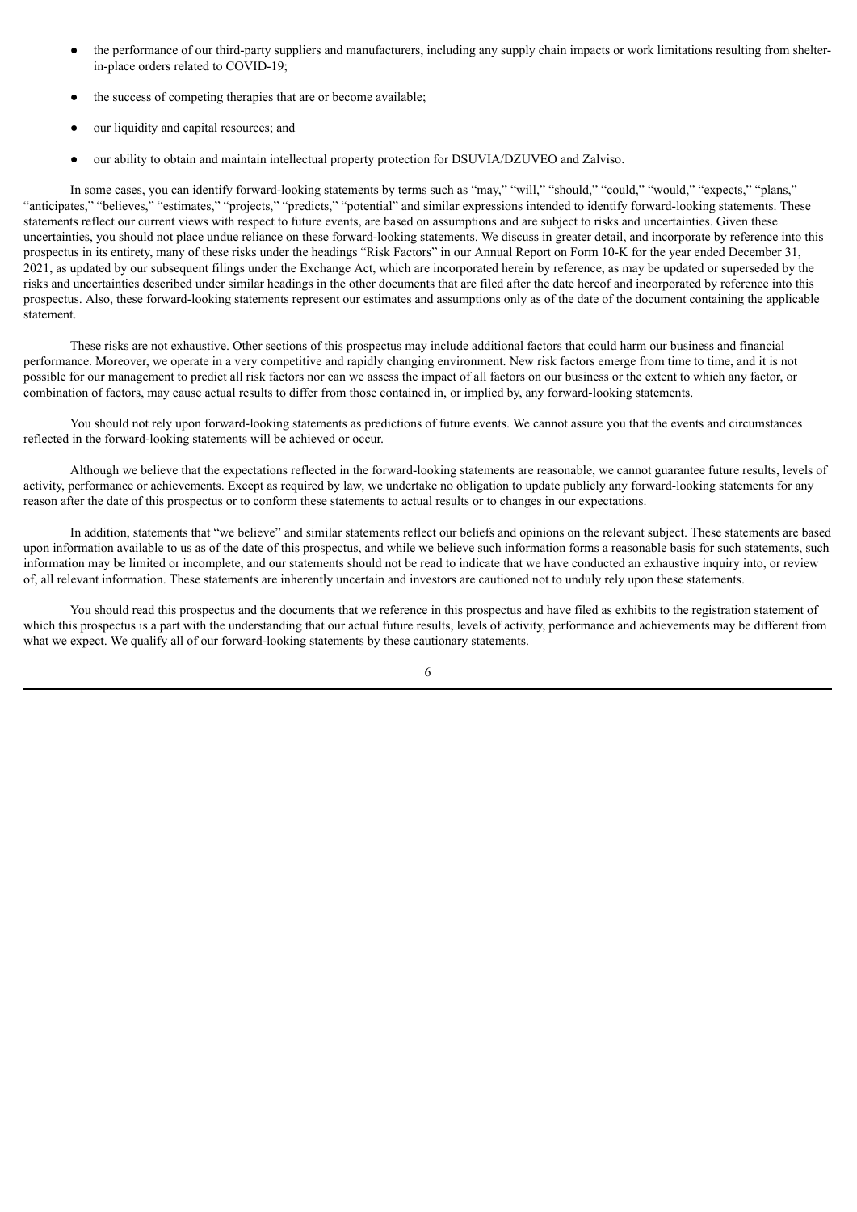- the performance of our third-party suppliers and manufacturers, including any supply chain impacts or work limitations resulting from shelter-in-place orders related to COVID-19;
- the success of competing therapies that are or become available;
- our liquidity and capital resources; and
- our ability to obtain and maintain intellectual property protection for DSUVIA/DZUVEO and Zalviso.

In some cases, you can identify forward-looking statements by terms such as "may," "will," "should," "could," "would," "expects," "plans," "anticipates," "believes," "estimates," "projects," "predicts," "potential" and similar expressions intended to identify forward-looking statements. These statements reflect our current views with respect to future events, are based on assumptions and are subject to risks and uncertainties. Given these uncertainties, you should not place undue reliance on these forward-looking statements. We discuss in greater detail, and incorporate by reference into this prospectus in its entirety, many of these risks under the headings "Risk Factors" in our Annual Report on Form 10-K for the year ended December 31, 2021, as updated by our subsequent filings under the Exchange Act, which are incorporated herein by reference, as may be updated or superseded by the risks and uncertainties described under similar headings in the other documents that are filed after the date hereof and incorporated by reference into this prospectus. Also, these forward-looking statements represent our estimates and assumptions only as of the date of the document containing the applicable statement.

These risks are not exhaustive. Other sections of this prospectus may include additional factors that could harm our business and financial performance. Moreover, we operate in a very competitive and rapidly changing environment. New risk factors emerge from time to time, and it is not possible for our management to predict all risk factors nor can we assess the impact of all factors on our business or the extent to which any factor, or combination of factors, may cause actual results to differ from those contained in, or implied by, any forward-looking statements.

You should not rely upon forward-looking statements as predictions of future events. We cannot assure you that the events and circumstances reflected in the forward-looking statements will be achieved or occur.

Although we believe that the expectations reflected in the forward-looking statements are reasonable, we cannot guarantee future results, levels of activity, performance or achievements. Except as required by law, we undertake no obligation to update publicly any forward-looking statements for any reason after the date of this prospectus or to conform these statements to actual results or to changes in our expectations.

In addition, statements that "we believe" and similar statements reflect our beliefs and opinions on the relevant subject. These statements are based upon information available to us as of the date of this prospectus, and while we believe such information forms a reasonable basis for such statements, such information may be limited or incomplete, and our statements should not be read to indicate that we have conducted an exhaustive inquiry into, or review of, all relevant information. These statements are inherently uncertain and investors are cautioned not to unduly rely upon these statements.

You should read this prospectus and the documents that we reference in this prospectus and have filed as exhibits to the registration statement of which this prospectus is a part with the understanding that our actual future results, levels of activity, performance and achievements may be different from what we expect. We qualify all of our forward-looking statements by these cautionary statements.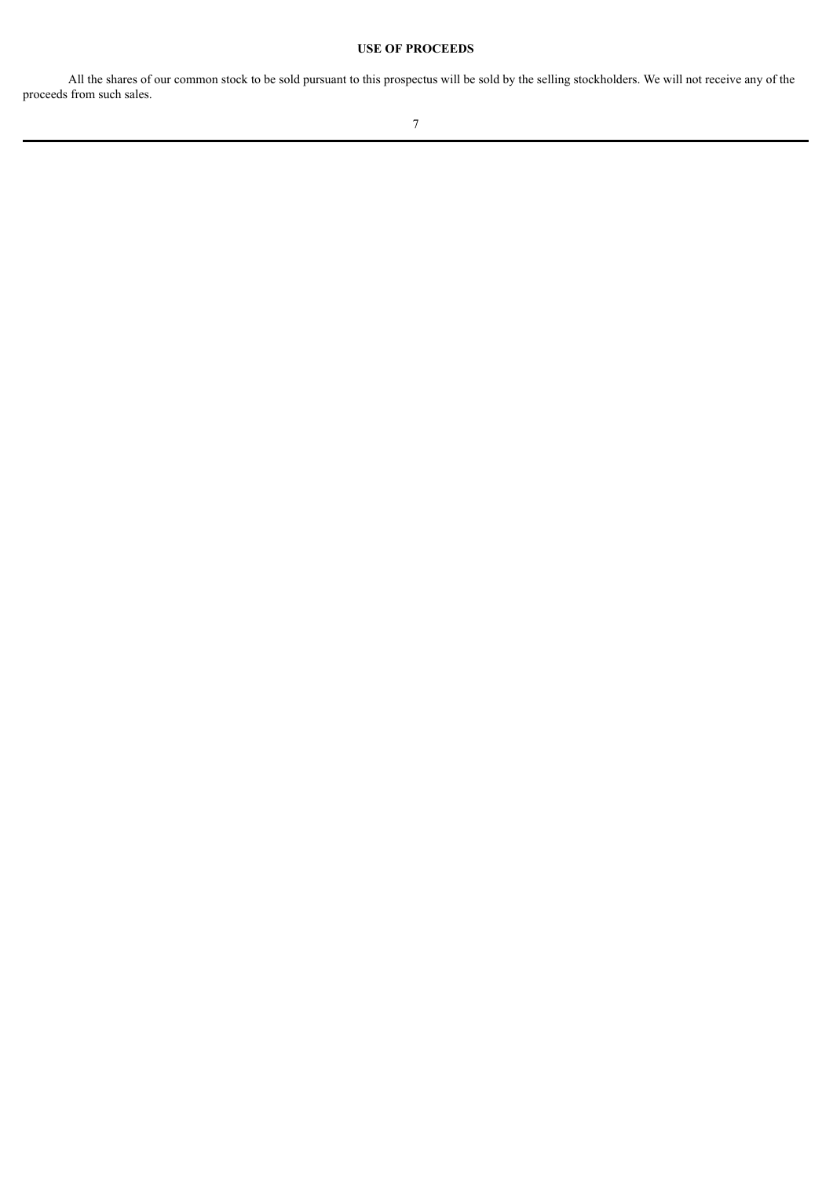## USE OF PROCEEDS

All the shares of our common stock to be sold pursuant to this prospectus will be sold by the selling stockholders. We will not receive any of the proceeds from such sales.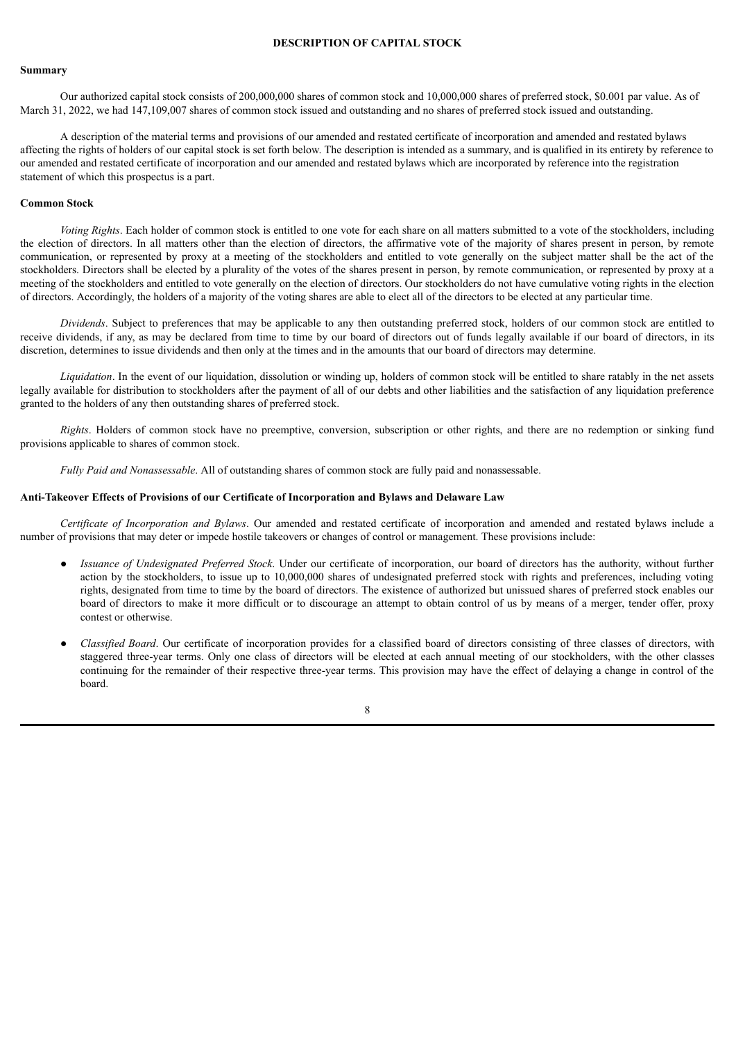# DESCRIPTION OF CAPITAL STOCK

## Summary

Our authorized capital stock consists of 200,000,000 shares of common stock and 10,000,000 shares of preferred stock, $0.001 par value. As of March 31, 2022, we had 147,109,007 shares of common stock issued and outstanding and no shares of preferred stock issued and outstanding.

A description of the material terms and provisions of our amended and restated certificate of incorporation and amended and restated bylaws affecting the rights of holders of our capital stock is set forth below. The description is intended as a summary, and is qualified in its entirety by reference to our amended and restated certificate of incorporation and our amended and restated bylaws which are incorporated by reference into the registration statement of which this prospectus is a part.

## Common Stock

*Voting Rights*. Each holder of common stock is entitled to one vote for each share on all matters submitted to a vote of the stockholders, including the election of directors. In all matters other than the election of directors, the affirmative vote of the majority of shares present in person, by remote communication, or represented by proxy at a meeting of the stockholders and entitled to vote generally on the subject matter shall be the act of the stockholders. Directors shall be elected by a plurality of the votes of the shares present in person, by remote communication, or represented by proxy at a meeting of the stockholders and entitled to vote generally on the election of directors. Our stockholders do not have cumulative voting rights in the election of directors. Accordingly, the holders of a majority of the voting shares are able to elect all of the directors to be elected at any particular time.

*Dividends*. Subject to preferences that may be applicable to any then outstanding preferred stock, holders of our common stock are entitled to receive dividends, if any, as may be declared from time to time by our board of directors out of funds legally available if our board of directors, in its discretion, determines to issue dividends and then only at the times and in the amounts that our board of directors may determine.

*Liquidation*. In the event of our liquidation, dissolution or winding up, holders of common stock will be entitled to share ratably in the net assets legally available for distribution to stockholders after the payment of all of our debts and other liabilities and the satisfaction of any liquidation preference granted to the holders of any then outstanding shares of preferred stock.

*Rights*. Holders of common stock have no preemptive, conversion, subscription or other rights, and there are no redemption or sinking fund provisions applicable to shares of common stock.

*Fully Paid and Nonassessable*. All of outstanding shares of common stock are fully paid and nonassessable.

## Anti-Takeover Effects of Provisions of our Certificate of Incorporation and Bylaws and Delaware Law

*Certificate of Incorporation and Bylaws*. Our amended and restated certificate of incorporation and amended and restated bylaws include a number of provisions that may deter or impede hostile takeovers or changes of control or management. These provisions include:

- *Issuance of Undesignated Preferred Stock*. Under our certificate of incorporation, our board of directors has the authority, without further action by the stockholders, to issue up to 10,000,000 shares of undesignated preferred stock with rights and preferences, including voting rights, designated from time to time by the board of directors. The existence of authorized but unissued shares of preferred stock enables our board of directors to make it more difficult or to discourage an attempt to obtain control of us by means of a merger, tender offer, proxy contest or otherwise.

- *Classified Board*. Our certificate of incorporation provides for a classified board of directors consisting of three classes of directors, with staggered three-year terms. Only one class of directors will be elected at each annual meeting of our stockholders, with the other classes continuing for the remainder of their respective three-year terms. This provision may have the effect of delaying a change in control of the board.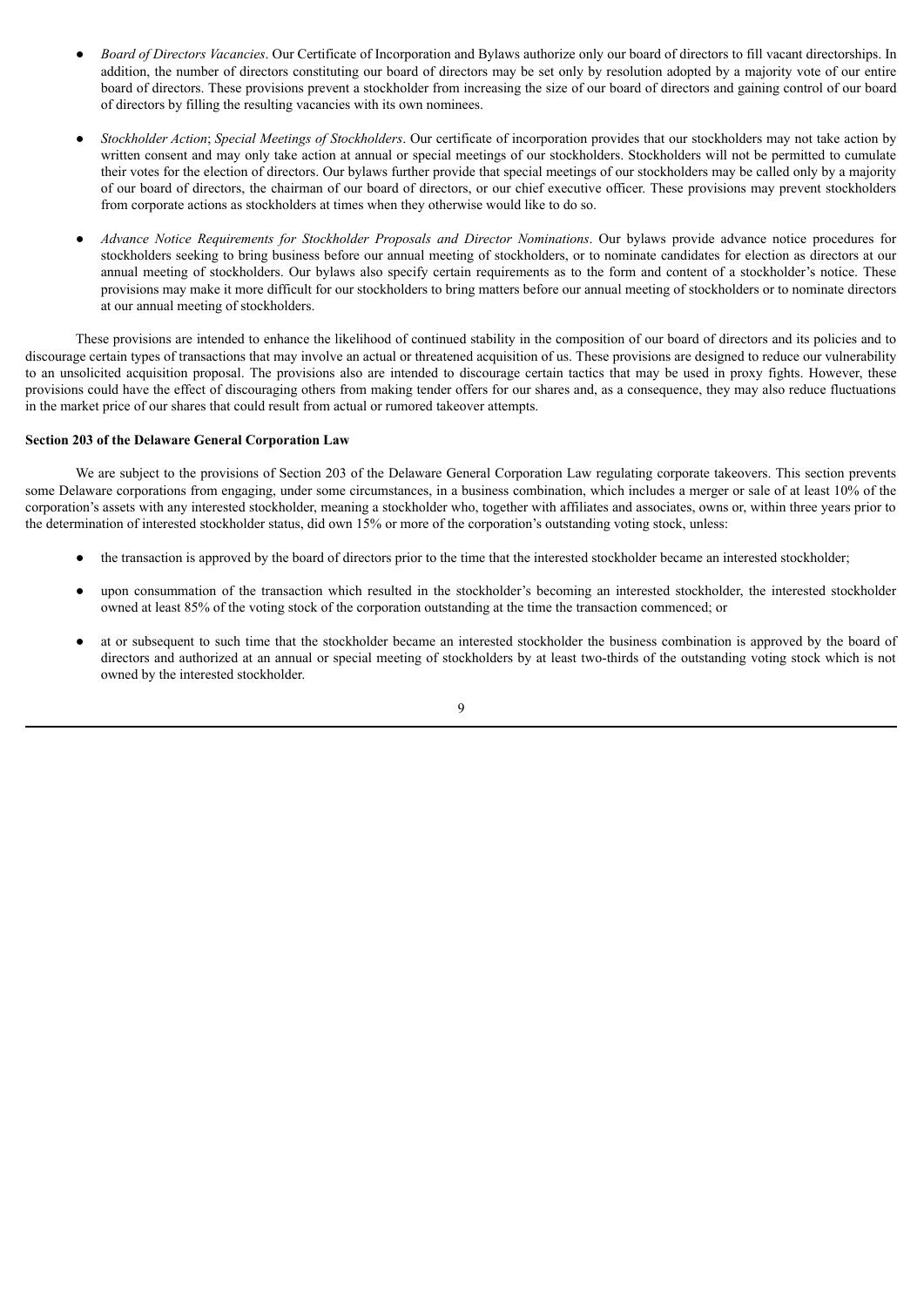- *Board of Directors Vacancies*. Our Certificate of Incorporation and Bylaws authorize only our board of directors to fill vacant directorships. In addition, the number of directors constituting our board of directors may be set only by resolution adopted by a majority vote of our entire board of directors. These provisions prevent a stockholder from increasing the size of our board of directors and gaining control of our board of directors by filling the resulting vacancies with its own nominees.

- *Stockholder Action*; *Special Meetings of Stockholders*. Our certificate of incorporation provides that our stockholders may not take action by written consent and may only take action at annual or special meetings of our stockholders. Stockholders will not be permitted to cumulate their votes for the election of directors. Our bylaws further provide that special meetings of our stockholders may be called only by a majority of our board of directors, the chairman of our board of directors, or our chief executive officer. These provisions may prevent stockholders from corporate actions as stockholders at times when they otherwise would like to do so.

- *Advance Notice Requirements for Stockholder Proposals and Director Nominations*. Our bylaws provide advance notice procedures for stockholders seeking to bring business before our annual meeting of stockholders, or to nominate candidates for election as directors at our annual meeting of stockholders. Our bylaws also specify certain requirements as to the form and content of a stockholder's notice. These provisions may make it more difficult for our stockholders to bring matters before our annual meeting of stockholders or to nominate directors at our annual meeting of stockholders.

These provisions are intended to enhance the likelihood of continued stability in the composition of our board of directors and its policies and to discourage certain types of transactions that may involve an actual or threatened acquisition of us. These provisions are designed to reduce our vulnerability to an unsolicited acquisition proposal. The provisions also are intended to discourage certain tactics that may be used in proxy fights. However, these provisions could have the effect of discouraging others from making tender offers for our shares and, as a consequence, they may also reduce fluctuations in the market price of our shares that could result from actual or rumored takeover attempts.

**Section 203 of the Delaware General Corporation Law**

We are subject to the provisions of Section 203 of the Delaware General Corporation Law regulating corporate takeovers. This section prevents some Delaware corporations from engaging, under some circumstances, in a business combination, which includes a merger or sale of at least 10% of the corporation's assets with any interested stockholder, meaning a stockholder who, together with affiliates and associates, owns or, within three years prior to the determination of interested stockholder status, did own 15% or more of the corporation's outstanding voting stock, unless:

- the transaction is approved by the board of directors prior to the time that the interested stockholder became an interested stockholder;

- upon consummation of the transaction which resulted in the stockholder's becoming an interested stockholder, the interested stockholder owned at least 85% of the voting stock of the corporation outstanding at the time the transaction commenced; or

- at or subsequent to such time that the stockholder became an interested stockholder the business combination is approved by the board of directors and authorized at an annual or special meeting of stockholders by at least two-thirds of the outstanding voting stock which is not owned by the interested stockholder.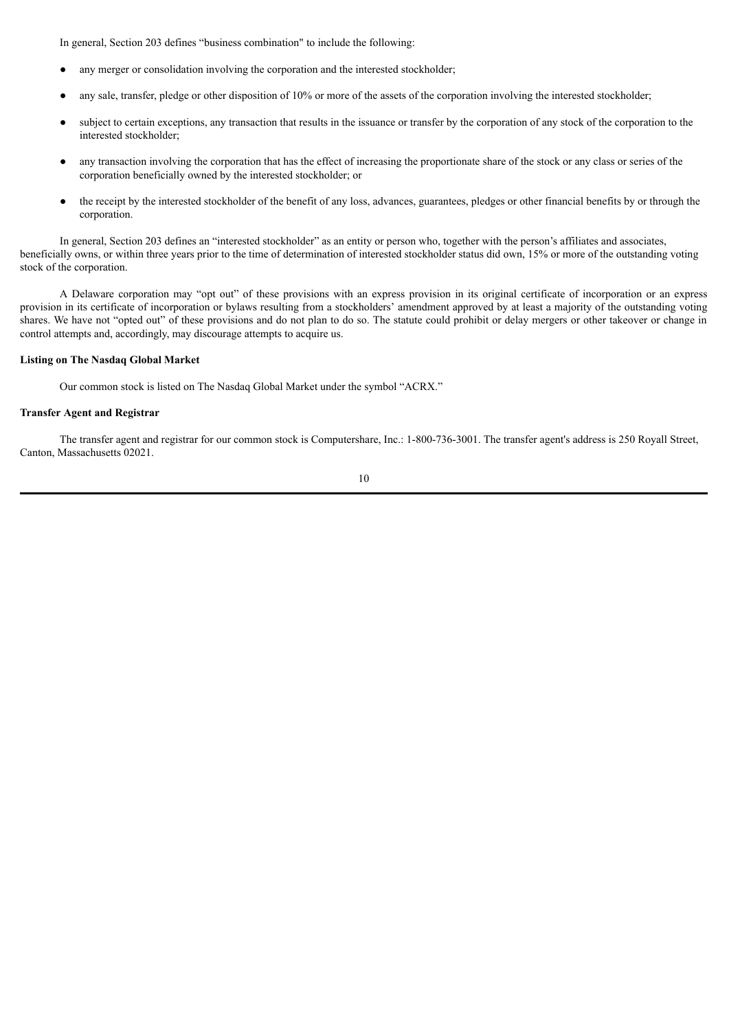In general, Section 203 defines "business combination" to include the following:

- any merger or consolidation involving the corporation and the interested stockholder;
- any sale, transfer, pledge or other disposition of 10% or more of the assets of the corporation involving the interested stockholder;
- subject to certain exceptions, any transaction that results in the issuance or transfer by the corporation of any stock of the corporation to the interested stockholder;
- any transaction involving the corporation that has the effect of increasing the proportionate share of the stock or any class or series of the corporation beneficially owned by the interested stockholder; or
- the receipt by the interested stockholder of the benefit of any loss, advances, guarantees, pledges or other financial benefits by or through the corporation.

In general, Section 203 defines an "interested stockholder" as an entity or person who, together with the person's affiliates and associates, beneficially owns, or within three years prior to the time of determination of interested stockholder status did own, 15% or more of the outstanding voting stock of the corporation.

A Delaware corporation may "opt out" of these provisions with an express provision in its original certificate of incorporation or an express provision in its certificate of incorporation or bylaws resulting from a stockholders' amendment approved by at least a majority of the outstanding voting shares. We have not "opted out" of these provisions and do not plan to do so. The statute could prohibit or delay mergers or other takeover or change in control attempts and, accordingly, may discourage attempts to acquire us.

**Listing on The Nasdaq Global Market**

Our common stock is listed on The Nasdaq Global Market under the symbol "ACRX."

**Transfer Agent and Registrar**

The transfer agent and registrar for our common stock is Computershare, Inc.: 1-800-736-3001. The transfer agent's address is 250 Royall Street, Canton, Massachusetts 02021.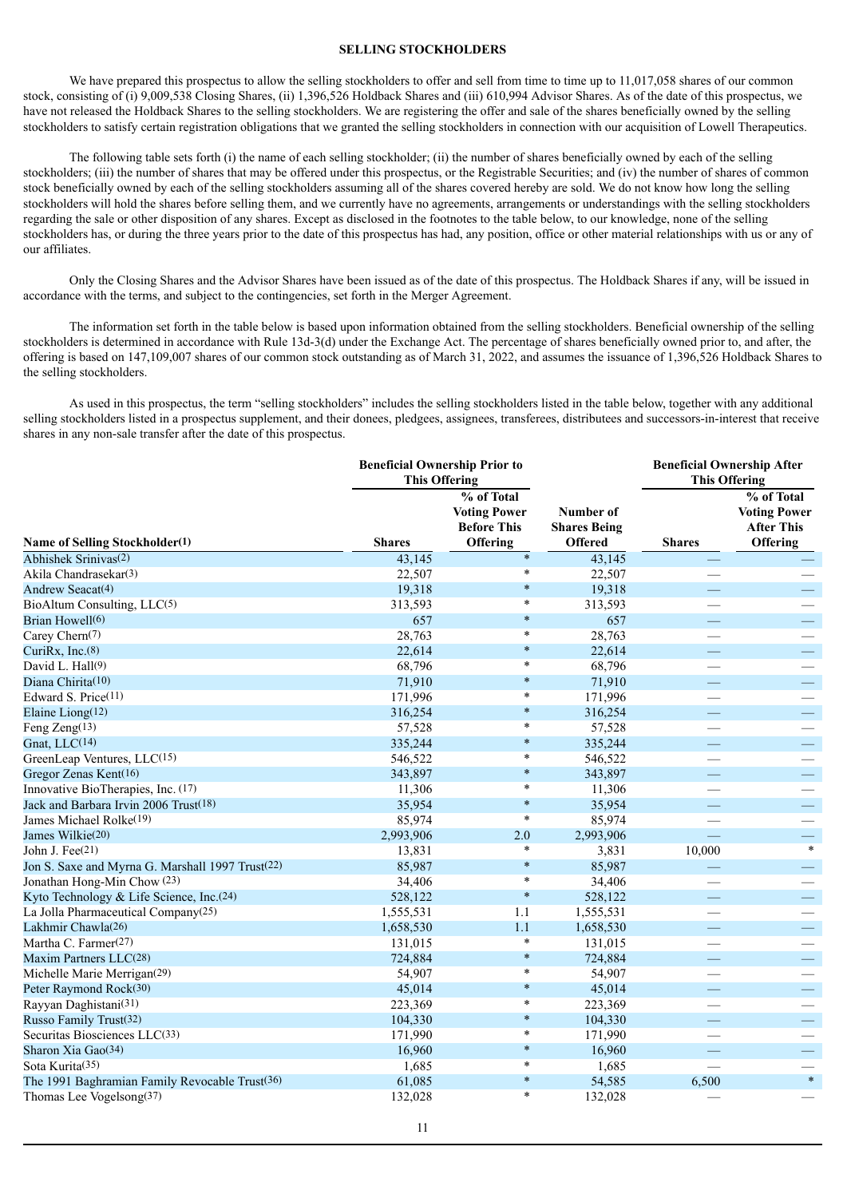## SELLING STOCKHOLDERS

We have prepared this prospectus to allow the selling stockholders to offer and sell from time to time up to 11,017,058 shares of our common stock, consisting of (i) 9,009,538 Closing Shares, (ii) 1,396,526 Holdback Shares and (iii) 610,994 Advisor Shares. As of the date of this prospectus, we have not released the Holdback Shares to the selling stockholders. We are registering the offer and sale of the shares beneficially owned by the selling stockholders to satisfy certain registration obligations that we granted the selling stockholders in connection with our acquisition of Lowell Therapeutics.

The following table sets forth (i) the name of each selling stockholder; (ii) the number of shares beneficially owned by each of the selling stockholders; (iii) the number of shares that may be offered under this prospectus, or the Registrable Securities; and (iv) the number of shares of common stock beneficially owned by each of the selling stockholders assuming all of the shares covered hereby are sold. We do not know how long the selling stockholders will hold the shares before selling them, and we currently have no agreements, arrangements or understandings with the selling stockholders regarding the sale or other disposition of any shares. Except as disclosed in the footnotes to the table below, to our knowledge, none of the selling stockholders has, or during the three years prior to the date of this prospectus has had, any position, office or other material relationships with us or any of our affiliates.

Only the Closing Shares and the Advisor Shares have been issued as of the date of this prospectus. The Holdback Shares if any, will be issued in accordance with the terms, and subject to the contingencies, set forth in the Merger Agreement.

The information set forth in the table below is based upon information obtained from the selling stockholders. Beneficial ownership of the selling stockholders is determined in accordance with Rule 13d-3(d) under the Exchange Act. The percentage of shares beneficially owned prior to, and after, the offering is based on 147,109,007 shares of our common stock outstanding as of March 31, 2022, and assumes the issuance of 1,396,526 Holdback Shares to the selling stockholders.

As used in this prospectus, the term “selling stockholders” includes the selling stockholders listed in the table below, together with any additional selling stockholders listed in a prospectus supplement, and their donees, pledgees, assignees, transferees, distributees and successors-in-interest that receive shares in any non-sale transfer after the date of this prospectus.

| | Beneficial Ownership Prior to This Offering | | | Beneficial Ownership After This Offering | |
|---|---|---|---|---|---|
| Name of Selling Stockholder(1) | Shares | % of Total Voting Power Before This Offering | Number of Shares Being Offered | Shares | % of Total Voting Power After This Offering |
| Abhishek Srinivas(2) | 43,145 | * | 43,145 | — | — |
| Akila Chandrasekar(3) | 22,507 | * | 22,507 | — | — |
| Andrew Seacat(4) | 19,318 | * | 19,318 | — | — |
| BioAltum Consulting, LLC(5) | 313,593 | * | 313,593 | — | — |
| Brian Howell(6) | 657 | * | 657 | — | — |
| Carey Chern(7) | 28,763 | * | 28,763 | — | — |
| CuriRx, Inc.(8) | 22,614 | * | 22,614 | — | — |
| David L. Hall(9) | 68,796 | * | 68,796 | — | — |
| Diana Chirita(10) | 71,910 | * | 71,910 | — | — |
| Edward S. Price(11) | 171,996 | * | 171,996 | — | — |
| Elaine Liong(12) | 316,254 | * | 316,254 | — | — |
| Feng Zeng(13) | 57,528 | * | 57,528 | — | — |
| Gnat, LLC(14) | 335,244 | * | 335,244 | — | — |
| GreenLeap Ventures, LLC(15) | 546,522 | * | 546,522 | — | — |
| Gregor Zenas Kent(16) | 343,897 | * | 343,897 | — | — |
| Innovative BioTherapies, Inc. (17) | 11,306 | * | 11,306 | — | — |
| Jack and Barbara Irvin 2006 Trust(18) | 35,954 | * | 35,954 | — | — |
| James Michael Rolke(19) | 85,974 | * | 85,974 | — | — |
| James Wilkie(20) | 2,993,906 | 2.0 | 2,993,906 | — | — |
| John J. Fee(21) | 13,831 | * | 3,831 | 10,000 | * |
| Jon S. Saxe and Myrna G. Marshall 1997 Trust(22) | 85,987 | * | 85,987 | — | — |
| Jonathan Hong-Min Chow (23) | 34,406 | * | 34,406 | — | — |
| Kyto Technology & Life Science, Inc.(24) | 528,122 | * | 528,122 | — | — |
| La Jolla Pharmaceutical Company(25) | 1,555,531 | 1.1 | 1,555,531 | — | — |
| Lakhmir Chawla(26) | 1,658,530 | 1.1 | 1,658,530 | — | — |
| Martha C. Farmer(27) | 131,015 | * | 131,015 | — | — |
| Maxim Partners LLC(28) | 724,884 | * | 724,884 | — | — |
| Michelle Marie Merrigan(29) | 54,907 | * | 54,907 | — | — |
| Peter Raymond Rock(30) | 45,014 | * | 45,014 | — | — |
| Rayyan Daghistani(31) | 223,369 | * | 223,369 | — | — |
| Russo Family Trust(32) | 104,330 | * | 104,330 | — | — |
| Securitas Biosciences LLC(33) | 171,990 | * | 171,990 | — | — |
| Sharon Xia Gao(34) | 16,960 | * | 16,960 | — | — |
| Sota Kurita(35) | 1,685 | * | 1,685 | — | — |
| The 1991 Baghramian Family Revocable Trust(36) | 61,085 | * | 54,585 | 6,500 | * |
| Thomas Lee Vogelsong(37) | 132,028 | * | 132,028 | — | — |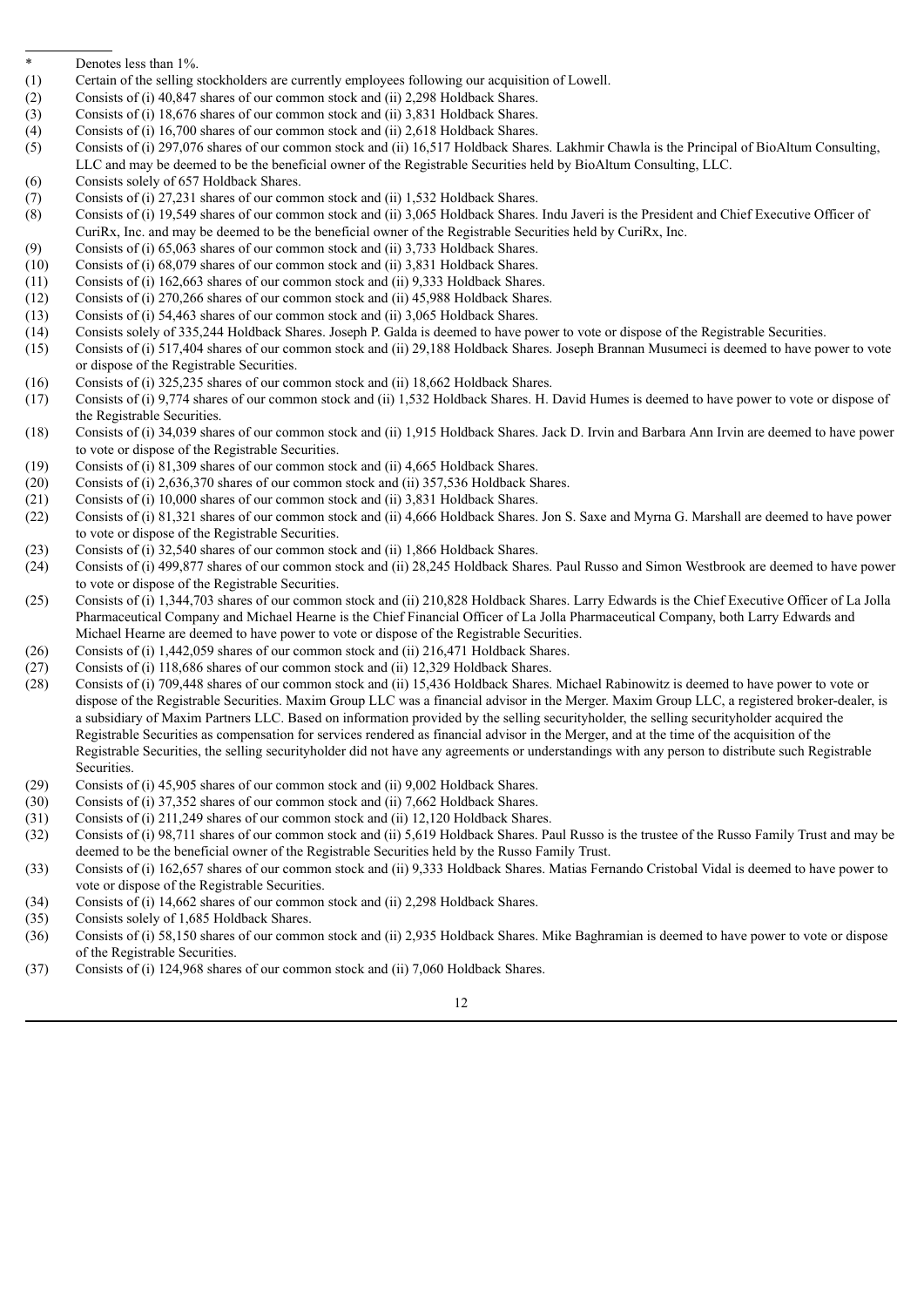\* Denotes less than 1%.

(1) Certain of the selling stockholders are currently employees following our acquisition of Lowell.

(2) Consists of (i) 40,847 shares of our common stock and (ii) 2,298 Holdback Shares.

(3) Consists of (i) 18,676 shares of our common stock and (ii) 3,831 Holdback Shares.

(4) Consists of (i) 16,700 shares of our common stock and (ii) 2,618 Holdback Shares.

(5) Consists of (i) 297,076 shares of our common stock and (ii) 16,517 Holdback Shares. Lakhmir Chawla is the Principal of BioAltum Consulting, LLC and may be deemed to be the beneficial owner of the Registrable Securities held by BioAltum Consulting, LLC.

(6) Consists solely of 657 Holdback Shares.

(7) Consists of (i) 27,231 shares of our common stock and (ii) 1,532 Holdback Shares.

(8) Consists of (i) 19,549 shares of our common stock and (ii) 3,065 Holdback Shares. Indu Javeri is the President and Chief Executive Officer of CuriRx, Inc. and may be deemed to be the beneficial owner of the Registrable Securities held by CuriRx, Inc.

(9) Consists of (i) 65,063 shares of our common stock and (ii) 3,733 Holdback Shares.

(10) Consists of (i) 68,079 shares of our common stock and (ii) 3,831 Holdback Shares.

(11) Consists of (i) 162,663 shares of our common stock and (ii) 9,333 Holdback Shares.

(12) Consists of (i) 270,266 shares of our common stock and (ii) 45,988 Holdback Shares.

(13) Consists of (i) 54,463 shares of our common stock and (ii) 3,065 Holdback Shares.

(14) Consists solely of 335,244 Holdback Shares. Joseph P. Galda is deemed to have power to vote or dispose of the Registrable Securities.

(15) Consists of (i) 517,404 shares of our common stock and (ii) 29,188 Holdback Shares. Joseph Brannan Musumeci is deemed to have power to vote or dispose of the Registrable Securities.

(16) Consists of (i) 325,235 shares of our common stock and (ii) 18,662 Holdback Shares.

(17) Consists of (i) 9,774 shares of our common stock and (ii) 1,532 Holdback Shares. H. David Humes is deemed to have power to vote or dispose of the Registrable Securities.

(18) Consists of (i) 34,039 shares of our common stock and (ii) 1,915 Holdback Shares. Jack D. Irvin and Barbara Ann Irvin are deemed to have power to vote or dispose of the Registrable Securities.

(19) Consists of (i) 81,309 shares of our common stock and (ii) 4,665 Holdback Shares.

(20) Consists of (i) 2,636,370 shares of our common stock and (ii) 357,536 Holdback Shares.

(21) Consists of (i) 10,000 shares of our common stock and (ii) 3,831 Holdback Shares.

(22) Consists of (i) 81,321 shares of our common stock and (ii) 4,666 Holdback Shares. Jon S. Saxe and Myrna G. Marshall are deemed to have power to vote or dispose of the Registrable Securities.

(23) Consists of (i) 32,540 shares of our common stock and (ii) 1,866 Holdback Shares.

(24) Consists of (i) 499,877 shares of our common stock and (ii) 28,245 Holdback Shares. Paul Russo and Simon Westbrook are deemed to have power to vote or dispose of the Registrable Securities.

(25) Consists of (i) 1,344,703 shares of our common stock and (ii) 210,828 Holdback Shares. Larry Edwards is the Chief Executive Officer of La Jolla Pharmaceutical Company and Michael Hearne is the Chief Financial Officer of La Jolla Pharmaceutical Company, both Larry Edwards and Michael Hearne are deemed to have power to vote or dispose of the Registrable Securities.

(26) Consists of (i) 1,442,059 shares of our common stock and (ii) 216,471 Holdback Shares.

(27) Consists of (i) 118,686 shares of our common stock and (ii) 12,329 Holdback Shares.

(28) Consists of (i) 709,448 shares of our common stock and (ii) 15,436 Holdback Shares. Michael Rabinowitz is deemed to have power to vote or dispose of the Registrable Securities. Maxim Group LLC was a financial advisor in the Merger. Maxim Group LLC, a registered broker-dealer, is a subsidiary of Maxim Partners LLC. Based on information provided by the selling securityholder, the selling securityholder acquired the Registrable Securities as compensation for services rendered as financial advisor in the Merger, and at the time of the acquisition of the Registrable Securities, the selling securityholder did not have any agreements or understandings with any person to distribute such Registrable Securities.

(29) Consists of (i) 45,905 shares of our common stock and (ii) 9,002 Holdback Shares.

(30) Consists of (i) 37,352 shares of our common stock and (ii) 7,662 Holdback Shares.

(31) Consists of (i) 211,249 shares of our common stock and (ii) 12,120 Holdback Shares.

(32) Consists of (i) 98,711 shares of our common stock and (ii) 5,619 Holdback Shares. Paul Russo is the trustee of the Russo Family Trust and may be deemed to be the beneficial owner of the Registrable Securities held by the Russo Family Trust.

(33) Consists of (i) 162,657 shares of our common stock and (ii) 9,333 Holdback Shares. Matias Fernando Cristobal Vidal is deemed to have power to vote or dispose of the Registrable Securities.

(34) Consists of (i) 14,662 shares of our common stock and (ii) 2,298 Holdback Shares.

(35) Consists solely of 1,685 Holdback Shares.

(36) Consists of (i) 58,150 shares of our common stock and (ii) 2,935 Holdback Shares. Mike Baghramian is deemed to have power to vote or dispose of the Registrable Securities.

(37) Consists of (i) 124,968 shares of our common stock and (ii) 7,060 Holdback Shares.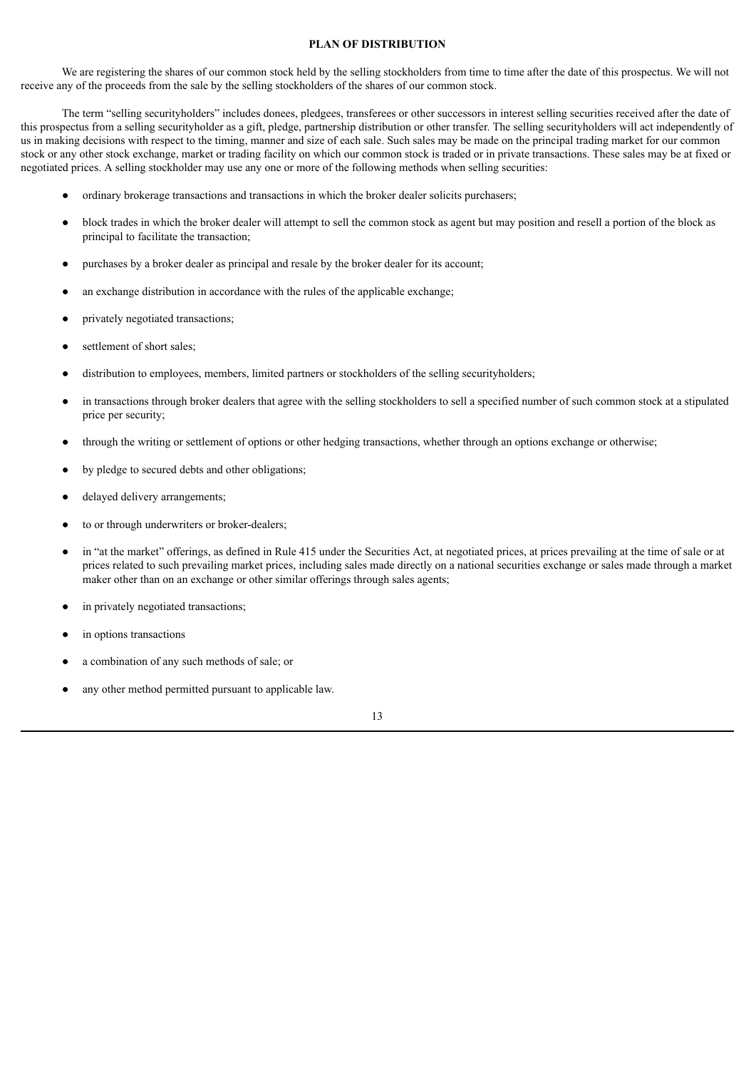## PLAN OF DISTRIBUTION

We are registering the shares of our common stock held by the selling stockholders from time to time after the date of this prospectus. We will not receive any of the proceeds from the sale by the selling stockholders of the shares of our common stock.

The term "selling securityholders" includes donees, pledgees, transferees or other successors in interest selling securities received after the date of this prospectus from a selling securityholder as a gift, pledge, partnership distribution or other transfer. The selling securityholders will act independently of us in making decisions with respect to the timing, manner and size of each sale. Such sales may be made on the principal trading market for our common stock or any other stock exchange, market or trading facility on which our common stock is traded or in private transactions. These sales may be at fixed or negotiated prices. A selling stockholder may use any one or more of the following methods when selling securities:

- ordinary brokerage transactions and transactions in which the broker dealer solicits purchasers;
- block trades in which the broker dealer will attempt to sell the common stock as agent but may position and resell a portion of the block as principal to facilitate the transaction;
- purchases by a broker dealer as principal and resale by the broker dealer for its account;
- an exchange distribution in accordance with the rules of the applicable exchange;
- privately negotiated transactions;
- settlement of short sales;
- distribution to employees, members, limited partners or stockholders of the selling securityholders;
- in transactions through broker dealers that agree with the selling stockholders to sell a specified number of such common stock at a stipulated price per security;
- through the writing or settlement of options or other hedging transactions, whether through an options exchange or otherwise;
- by pledge to secured debts and other obligations;
- delayed delivery arrangements;
- to or through underwriters or broker-dealers;
- in "at the market" offerings, as defined in Rule 415 under the Securities Act, at negotiated prices, at prices prevailing at the time of sale or at prices related to such prevailing market prices, including sales made directly on a national securities exchange or sales made through a market maker other than on an exchange or other similar offerings through sales agents;
- in privately negotiated transactions;
- in options transactions
- a combination of any such methods of sale; or
- any other method permitted pursuant to applicable law.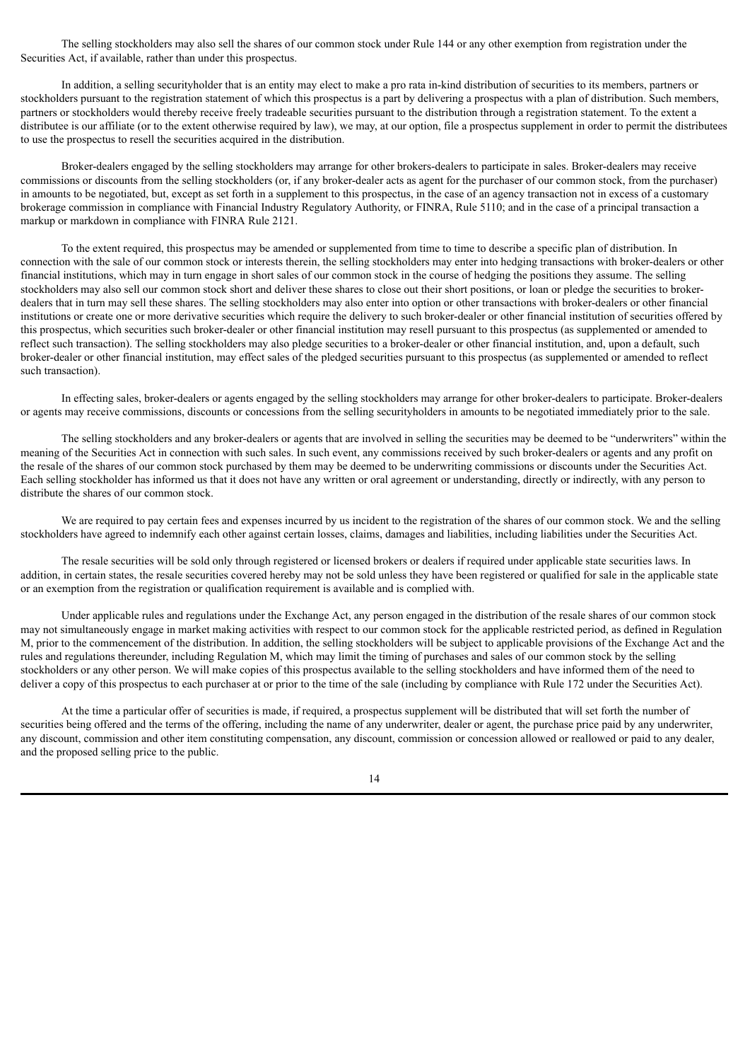The selling stockholders may also sell the shares of our common stock under Rule 144 or any other exemption from registration under the Securities Act, if available, rather than under this prospectus.

In addition, a selling securityholder that is an entity may elect to make a pro rata in-kind distribution of securities to its members, partners or stockholders pursuant to the registration statement of which this prospectus is a part by delivering a prospectus with a plan of distribution. Such members, partners or stockholders would thereby receive freely tradeable securities pursuant to the distribution through a registration statement. To the extent a distributee is our affiliate (or to the extent otherwise required by law), we may, at our option, file a prospectus supplement in order to permit the distributees to use the prospectus to resell the securities acquired in the distribution.

Broker-dealers engaged by the selling stockholders may arrange for other brokers-dealers to participate in sales. Broker-dealers may receive commissions or discounts from the selling stockholders (or, if any broker-dealer acts as agent for the purchaser of our common stock, from the purchaser) in amounts to be negotiated, but, except as set forth in a supplement to this prospectus, in the case of an agency transaction not in excess of a customary brokerage commission in compliance with Financial Industry Regulatory Authority, or FINRA, Rule 5110; and in the case of a principal transaction a markup or markdown in compliance with FINRA Rule 2121.

To the extent required, this prospectus may be amended or supplemented from time to time to describe a specific plan of distribution. In connection with the sale of our common stock or interests therein, the selling stockholders may enter into hedging transactions with broker-dealers or other financial institutions, which may in turn engage in short sales of our common stock in the course of hedging the positions they assume. The selling stockholders may also sell our common stock short and deliver these shares to close out their short positions, or loan or pledge the securities to broker-dealers that in turn may sell these shares. The selling stockholders may also enter into option or other transactions with broker-dealers or other financial institutions or create one or more derivative securities which require the delivery to such broker-dealer or other financial institution of securities offered by this prospectus, which securities such broker-dealer or other financial institution may resell pursuant to this prospectus (as supplemented or amended to reflect such transaction). The selling stockholders may also pledge securities to a broker-dealer or other financial institution, and, upon a default, such broker-dealer or other financial institution, may effect sales of the pledged securities pursuant to this prospectus (as supplemented or amended to reflect such transaction).

In effecting sales, broker-dealers or agents engaged by the selling stockholders may arrange for other broker-dealers to participate. Broker-dealers or agents may receive commissions, discounts or concessions from the selling securityholders in amounts to be negotiated immediately prior to the sale.

The selling stockholders and any broker-dealers or agents that are involved in selling the securities may be deemed to be "underwriters" within the meaning of the Securities Act in connection with such sales. In such event, any commissions received by such broker-dealers or agents and any profit on the resale of the shares of our common stock purchased by them may be deemed to be underwriting commissions or discounts under the Securities Act. Each selling stockholder has informed us that it does not have any written or oral agreement or understanding, directly or indirectly, with any person to distribute the shares of our common stock.

We are required to pay certain fees and expenses incurred by us incident to the registration of the shares of our common stock. We and the selling stockholders have agreed to indemnify each other against certain losses, claims, damages and liabilities, including liabilities under the Securities Act.

The resale securities will be sold only through registered or licensed brokers or dealers if required under applicable state securities laws. In addition, in certain states, the resale securities covered hereby may not be sold unless they have been registered or qualified for sale in the applicable state or an exemption from the registration or qualification requirement is available and is complied with.

Under applicable rules and regulations under the Exchange Act, any person engaged in the distribution of the resale shares of our common stock may not simultaneously engage in market making activities with respect to our common stock for the applicable restricted period, as defined in Regulation M, prior to the commencement of the distribution. In addition, the selling stockholders will be subject to applicable provisions of the Exchange Act and the rules and regulations thereunder, including Regulation M, which may limit the timing of purchases and sales of our common stock by the selling stockholders or any other person. We will make copies of this prospectus available to the selling stockholders and have informed them of the need to deliver a copy of this prospectus to each purchaser at or prior to the time of the sale (including by compliance with Rule 172 under the Securities Act).

At the time a particular offer of securities is made, if required, a prospectus supplement will be distributed that will set forth the number of securities being offered and the terms of the offering, including the name of any underwriter, dealer or agent, the purchase price paid by any underwriter, any discount, commission and other item constituting compensation, any discount, commission or concession allowed or reallowed or paid to any dealer, and the proposed selling price to the public.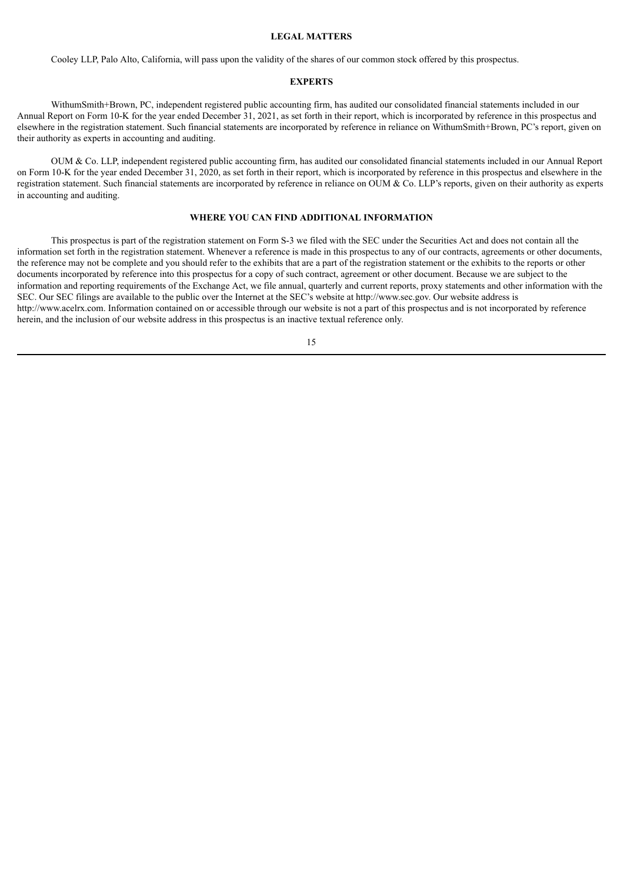## LEGAL MATTERS

Cooley LLP, Palo Alto, California, will pass upon the validity of the shares of our common stock offered by this prospectus.

## EXPERTS

WithumSmith+Brown, PC, independent registered public accounting firm, has audited our consolidated financial statements included in our Annual Report on Form 10-K for the year ended December 31, 2021, as set forth in their report, which is incorporated by reference in this prospectus and elsewhere in the registration statement. Such financial statements are incorporated by reference in reliance on WithumSmith+Brown, PC's report, given on their authority as experts in accounting and auditing.

OUM & Co. LLP, independent registered public accounting firm, has audited our consolidated financial statements included in our Annual Report on Form 10-K for the year ended December 31, 2020, as set forth in their report, which is incorporated by reference in this prospectus and elsewhere in the registration statement. Such financial statements are incorporated by reference in reliance on OUM & Co. LLP's reports, given on their authority as experts in accounting and auditing.

## WHERE YOU CAN FIND ADDITIONAL INFORMATION

This prospectus is part of the registration statement on Form S-3 we filed with the SEC under the Securities Act and does not contain all the information set forth in the registration statement. Whenever a reference is made in this prospectus to any of our contracts, agreements or other documents, the reference may not be complete and you should refer to the exhibits that are a part of the registration statement or the exhibits to the reports or other documents incorporated by reference into this prospectus for a copy of such contract, agreement or other document. Because we are subject to the information and reporting requirements of the Exchange Act, we file annual, quarterly and current reports, proxy statements and other information with the SEC. Our SEC filings are available to the public over the Internet at the SEC's website at http://www.sec.gov. Our website address is http://www.acelrx.com. Information contained on or accessible through our website is not a part of this prospectus and is not incorporated by reference herein, and the inclusion of our website address in this prospectus is an inactive textual reference only.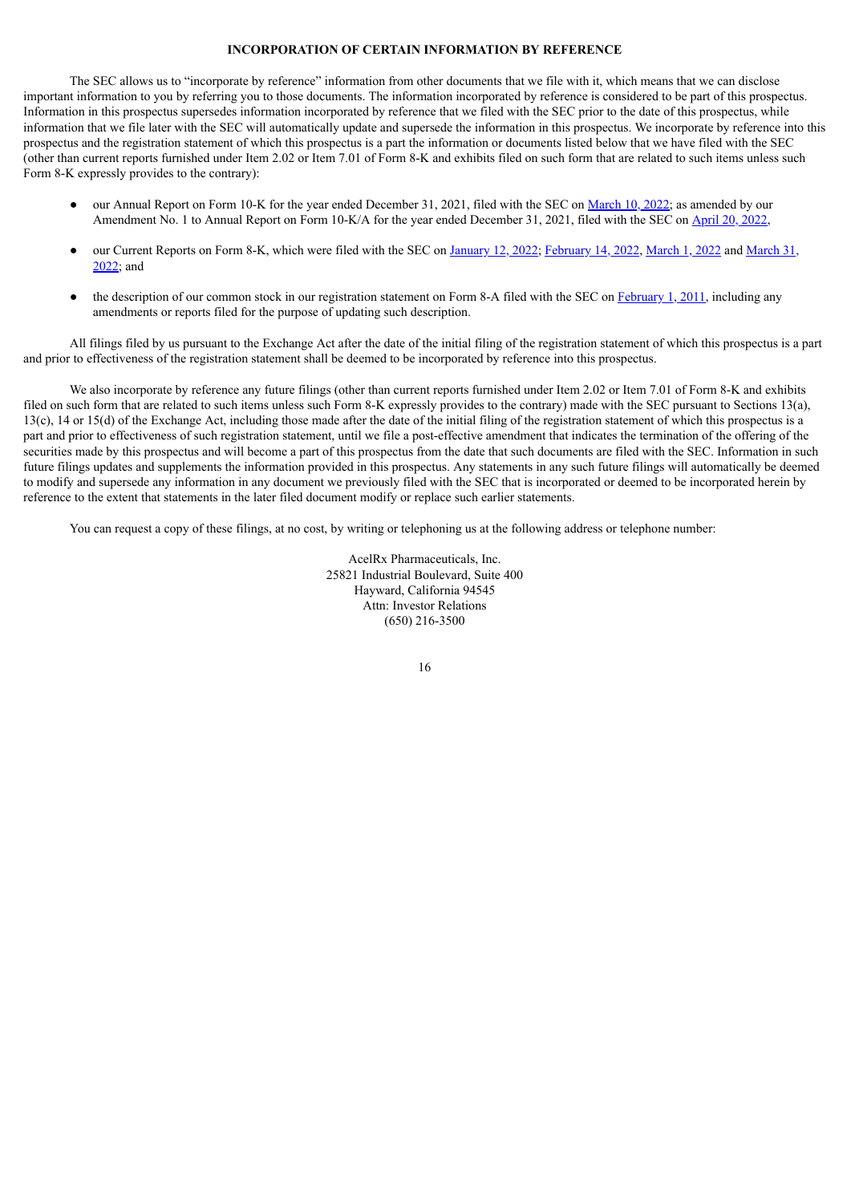## INCORPORATION OF CERTAIN INFORMATION BY REFERENCE

The SEC allows us to "incorporate by reference" information from other documents that we file with it, which means that we can disclose important information to you by referring you to those documents. The information incorporated by reference is considered to be part of this prospectus. Information in this prospectus supersedes information incorporated by reference that we filed with the SEC prior to the date of this prospectus, while information that we file later with the SEC will automatically update and supersede the information in this prospectus. We incorporate by reference into this prospectus and the registration statement of which this prospectus is a part the information or documents listed below that we have filed with the SEC (other than current reports furnished under Item 2.02 or Item 7.01 of Form 8-K and exhibits filed on such form that are related to such items unless such Form 8-K expressly provides to the contrary):

- our Annual Report on Form 10-K for the year ended December 31, 2021, filed with the SEC on March 10, 2022; as amended by our Amendment No. 1 to Annual Report on Form 10-K/A for the year ended December 31, 2021, filed with the SEC on April 20, 2022,
- our Current Reports on Form 8-K, which were filed with the SEC on January 12, 2022; February 14, 2022, March 1, 2022 and March 31, 2022; and
- the description of our common stock in our registration statement on Form 8-A filed with the SEC on February 1, 2011, including any amendments or reports filed for the purpose of updating such description.

All filings filed by us pursuant to the Exchange Act after the date of the initial filing of the registration statement of which this prospectus is a part and prior to effectiveness of the registration statement shall be deemed to be incorporated by reference into this prospectus.

We also incorporate by reference any future filings (other than current reports furnished under Item 2.02 or Item 7.01 of Form 8-K and exhibits filed on such form that are related to such items unless such Form 8-K expressly provides to the contrary) made with the SEC pursuant to Sections 13(a), 13(c), 14 or 15(d) of the Exchange Act, including those made after the date of the initial filing of the registration statement of which this prospectus is a part and prior to effectiveness of such registration statement, until we file a post-effective amendment that indicates the termination of the offering of the securities made by this prospectus and will become a part of this prospectus from the date that such documents are filed with the SEC. Information in such future filings updates and supplements the information provided in this prospectus. Any statements in any such future filings will automatically be deemed to modify and supersede any information in any document we previously filed with the SEC that is incorporated or deemed to be incorporated herein by reference to the extent that statements in the later filed document modify or replace such earlier statements.

You can request a copy of these filings, at no cost, by writing or telephoning us at the following address or telephone number:

AcelRx Pharmaceuticals, Inc.
25821 Industrial Boulevard, Suite 400
Hayward, California 94545
Attn: Investor Relations
(650) 216-3500